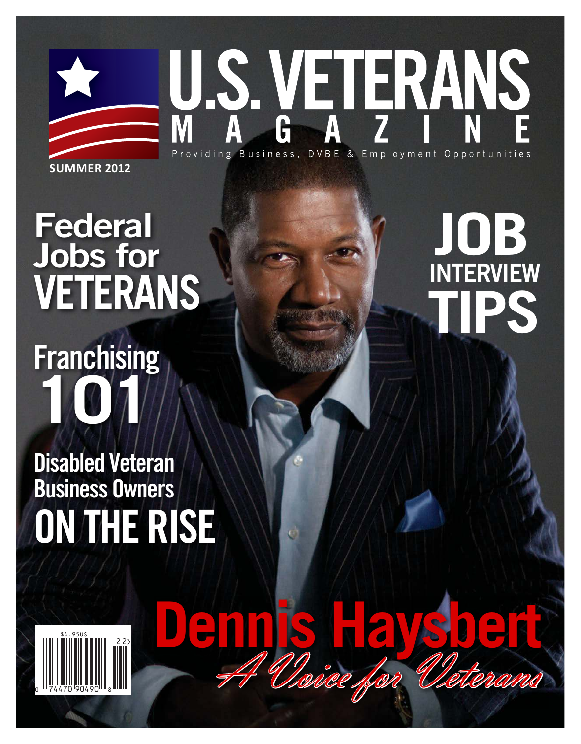# U.S. VETERANS MAGAZINE

Providing Business, DVBE & Employment Opportunities

SUMMER 2012

## Federal Jobs for VETERANS

## JOB INTERVIEW TIPS

## Franchising 101

## Disabled Veteran Business Owners ON THE RISE

$4.95US

## Dennis Haysbert

*A Voice for Veterans*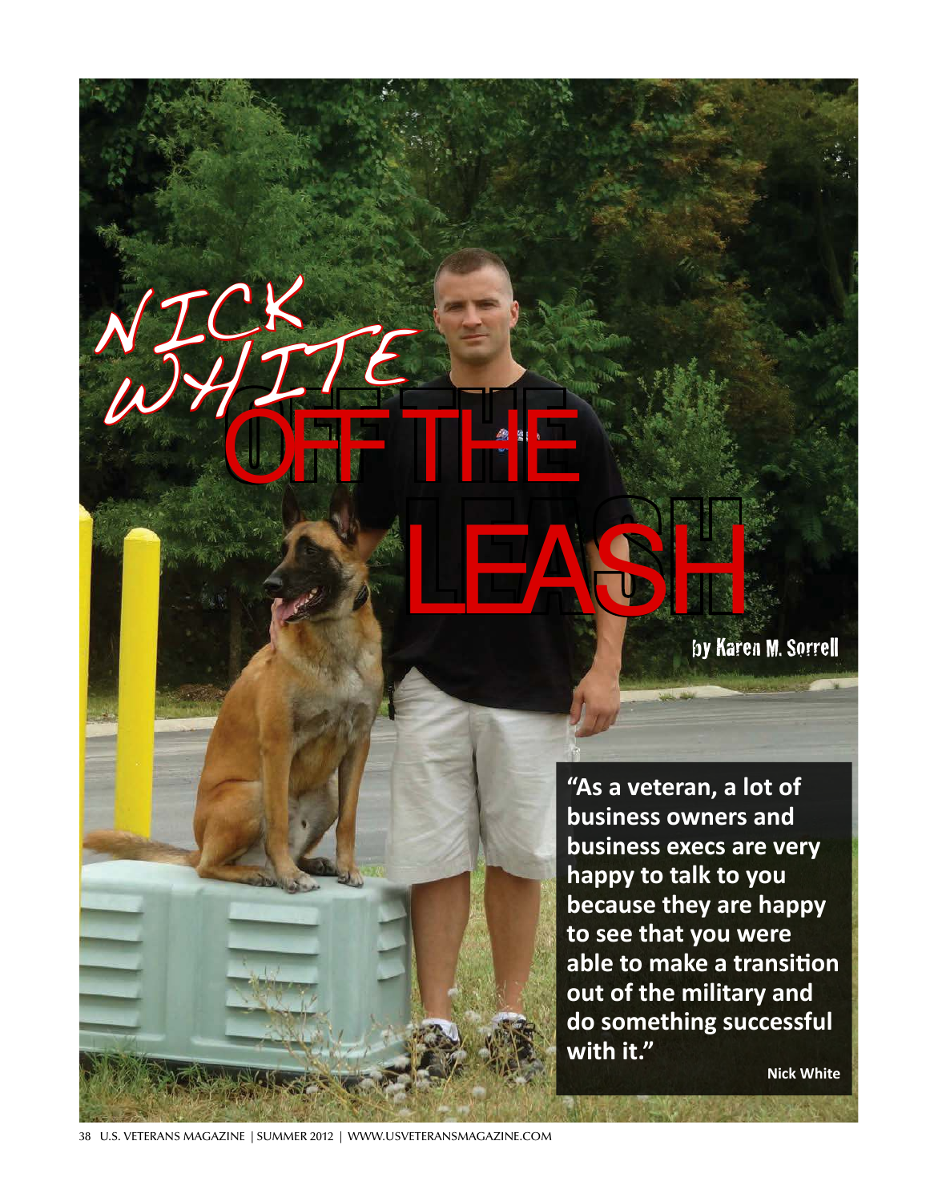# NICK WHITE OFF THE LEASH

by Karen M. Sorrell

> **"As a veteran, a lot of business owners and business execs are very happy to talk to you because they are happy to see that you were able to make a transition out of the military and do something successful with it."**
>
> **Nick White**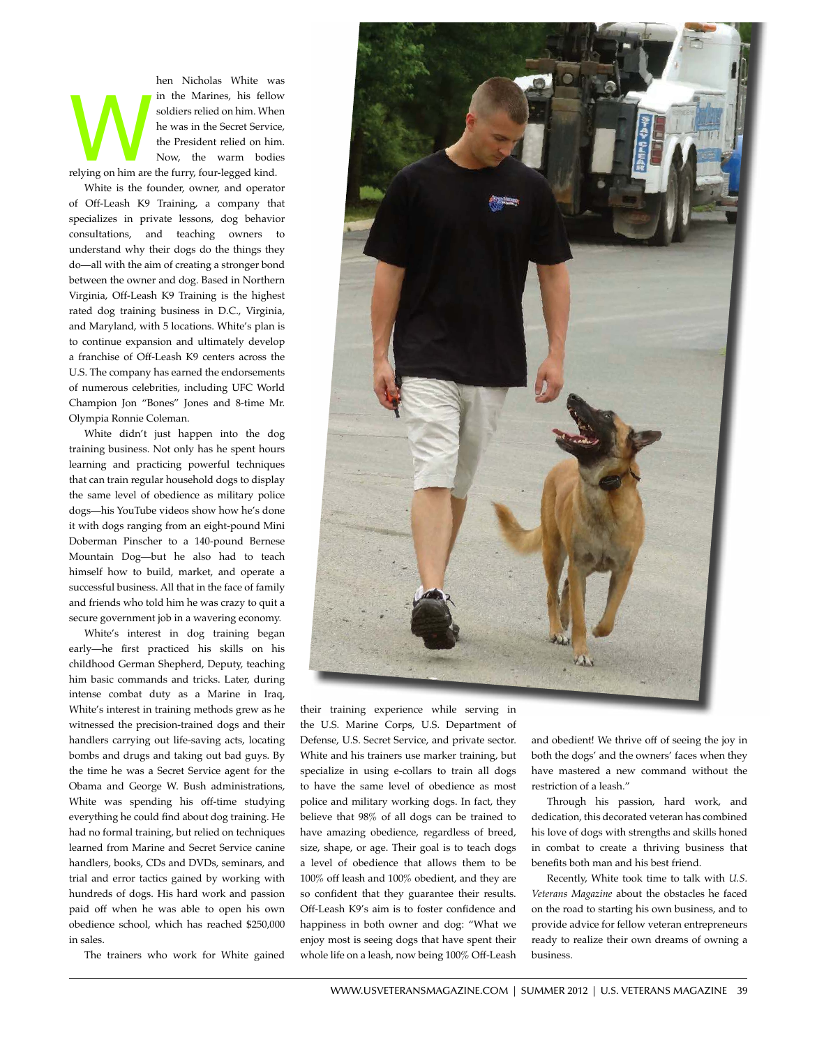When Nicholas White was in the Marines, his fellow soldiers relied on him. When he was in the Secret Service, the President relied on him. Now, the warm bodies relying on him are the furry, four-legged kind.

White is the founder, owner, and operator of Off-Leash K9 Training, a company that specializes in private lessons, dog behavior consultations, and teaching owners to understand why their dogs do the things they do—all with the aim of creating a stronger bond between the owner and dog. Based in Northern Virginia, Off-Leash K9 Training is the highest rated dog training business in D.C., Virginia, and Maryland, with 5 locations. White's plan is to continue expansion and ultimately develop a franchise of Off-Leash K9 centers across the U.S. The company has earned the endorsements of numerous celebrities, including UFC World Champion Jon "Bones" Jones and 8-time Mr. Olympia Ronnie Coleman.

White didn't just happen into the dog training business. Not only has he spent hours learning and practicing powerful techniques that can train regular household dogs to display the same level of obedience as military police dogs—his YouTube videos show how he's done it with dogs ranging from an eight-pound Mini Doberman Pinscher to a 140-pound Bernese Mountain Dog—but he also had to teach himself how to build, market, and operate a successful business. All that in the face of family and friends who told him he was crazy to quit a secure government job in a wavering economy.

White's interest in dog training began early—he first practiced his skills on his childhood German Shepherd, Deputy, teaching him basic commands and tricks. Later, during intense combat duty as a Marine in Iraq, White's interest in training methods grew as he witnessed the precision-trained dogs and their handlers carrying out life-saving acts, locating bombs and drugs and taking out bad guys. By the time he was a Secret Service agent for the Obama and George W. Bush administrations, White was spending his off-time studying everything he could find about dog training. He had no formal training, but relied on techniques learned from Marine and Secret Service canine handlers, books, CDs and DVDs, seminars, and trial and error tactics gained by working with hundreds of dogs. His hard work and passion paid off when he was able to open his own obedience school, which has reached $250,000 in sales.

The trainers who work for White gained their training experience while serving in the U.S. Marine Corps, U.S. Department of Defense, U.S. Secret Service, and private sector. White and his trainers use marker training, but specialize in using e-collars to train all dogs to have the same level of obedience as most police and military working dogs. In fact, they believe that 98% of all dogs can be trained to have amazing obedience, regardless of breed, size, shape, or age. Their goal is to teach dogs a level of obedience that allows them to be 100% off leash and 100% obedient, and they are so confident that they guarantee their results. Off-Leash K9's aim is to foster confidence and happiness in both owner and dog: "What we enjoy most is seeing dogs that have spent their whole life on a leash, now being 100% Off-Leash and obedient! We thrive off of seeing the joy in both the dogs' and the owners' faces when they have mastered a new command without the restriction of a leash."

Through his passion, hard work, and dedication, this decorated veteran has combined his love of dogs with strengths and skills honed in combat to create a thriving business that benefits both man and his best friend.

Recently, White took time to talk with *U.S. Veterans Magazine* about the obstacles he faced on the road to starting his own business, and to provide advice for fellow veteran entrepreneurs ready to realize their own dreams of owning a business.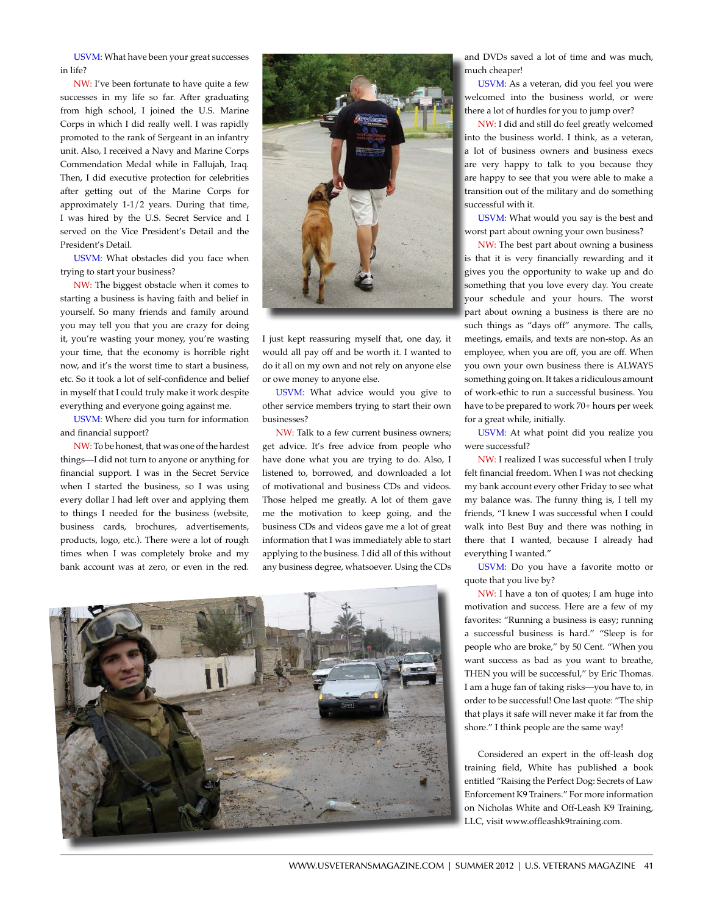USVM: What have been your great successes in life?

NW: I've been fortunate to have quite a few successes in my life so far. After graduating from high school, I joined the U.S. Marine Corps in which I did really well. I was rapidly promoted to the rank of Sergeant in an infantry unit. Also, I received a Navy and Marine Corps Commendation Medal while in Fallujah, Iraq. Then, I did executive protection for celebrities after getting out of the Marine Corps for approximately 1-1/2 years. During that time, I was hired by the U.S. Secret Service and I served on the Vice President's Detail and the President's Detail.

USVM: What obstacles did you face when trying to start your business?

NW: The biggest obstacle when it comes to starting a business is having faith and belief in yourself. So many friends and family around you may tell you that you are crazy for doing it, you're wasting your money, you're wasting your time, that the economy is horrible right now, and it's the worst time to start a business, etc. So it took a lot of self-confidence and belief in myself that I could truly make it work despite everything and everyone going against me.

USVM: Where did you turn for information and financial support?

NW: To be honest, that was one of the hardest things—I did not turn to anyone or anything for financial support. I was in the Secret Service when I started the business, so I was using every dollar I had left over and applying them to things I needed for the business (website, business cards, brochures, advertisements, products, logo, etc.). There were a lot of rough times when I was completely broke and my bank account was at zero, or even in the red. I just kept reassuring myself that, one day, it would all pay off and be worth it. I wanted to do it all on my own and not rely on anyone else or owe money to anyone else.

USVM: What advice would you give to other service members trying to start their own businesses?

NW: Talk to a few current business owners; get advice. It's free advice from people who have done what you are trying to do. Also, I listened to, borrowed, and downloaded a lot of motivational and business CDs and videos. Those helped me greatly. A lot of them gave me the motivation to keep going, and the business CDs and videos gave me a lot of great information that I was immediately able to start applying to the business. I did all of this without any business degree, whatsoever. Using the CDs and DVDs saved a lot of time and was much, much cheaper!

USVM: As a veteran, did you feel you were welcomed into the business world, or were there a lot of hurdles for you to jump over?

NW: I did and still do feel greatly welcomed into the business world. I think, as a veteran, a lot of business owners and business execs are very happy to talk to you because they are happy to see that you were able to make a transition out of the military and do something successful with it.

USVM: What would you say is the best and worst part about owning your own business?

NW: The best part about owning a business is that it is very financially rewarding and it gives you the opportunity to wake up and do something that you love every day. You create your schedule and your hours. The worst part about owning a business is there are no such things as "days off" anymore. The calls, meetings, emails, and texts are non-stop. As an employee, when you are off, you are off. When you own your own business there is ALWAYS something going on. It takes a ridiculous amount of work-ethic to run a successful business. You have to be prepared to work 70+ hours per week for a great while, initially.

USVM: At what point did you realize you were successful?

NW: I realized I was successful when I truly felt financial freedom. When I was not checking my bank account every other Friday to see what my balance was. The funny thing is, I tell my friends, "I knew I was successful when I could walk into Best Buy and there was nothing in there that I wanted, because I already had everything I wanted."

USVM: Do you have a favorite motto or quote that you live by?

NW: I have a ton of quotes; I am huge into motivation and success. Here are a few of my favorites: "Running a business is easy; running a successful business is hard." "Sleep is for people who are broke," by 50 Cent. "When you want success as bad as you want to breathe, THEN you will be successful," by Eric Thomas. I am a huge fan of taking risks—you have to, in order to be successful! One last quote: "The ship that plays it safe will never make it far from the shore." I think people are the same way!

Considered an expert in the off-leash dog training field, White has published a book entitled "Raising the Perfect Dog: Secrets of Law Enforcement K9 Trainers." For more information on Nicholas White and Off-Leash K9 Training, LLC, visit www.offleashk9training.com.